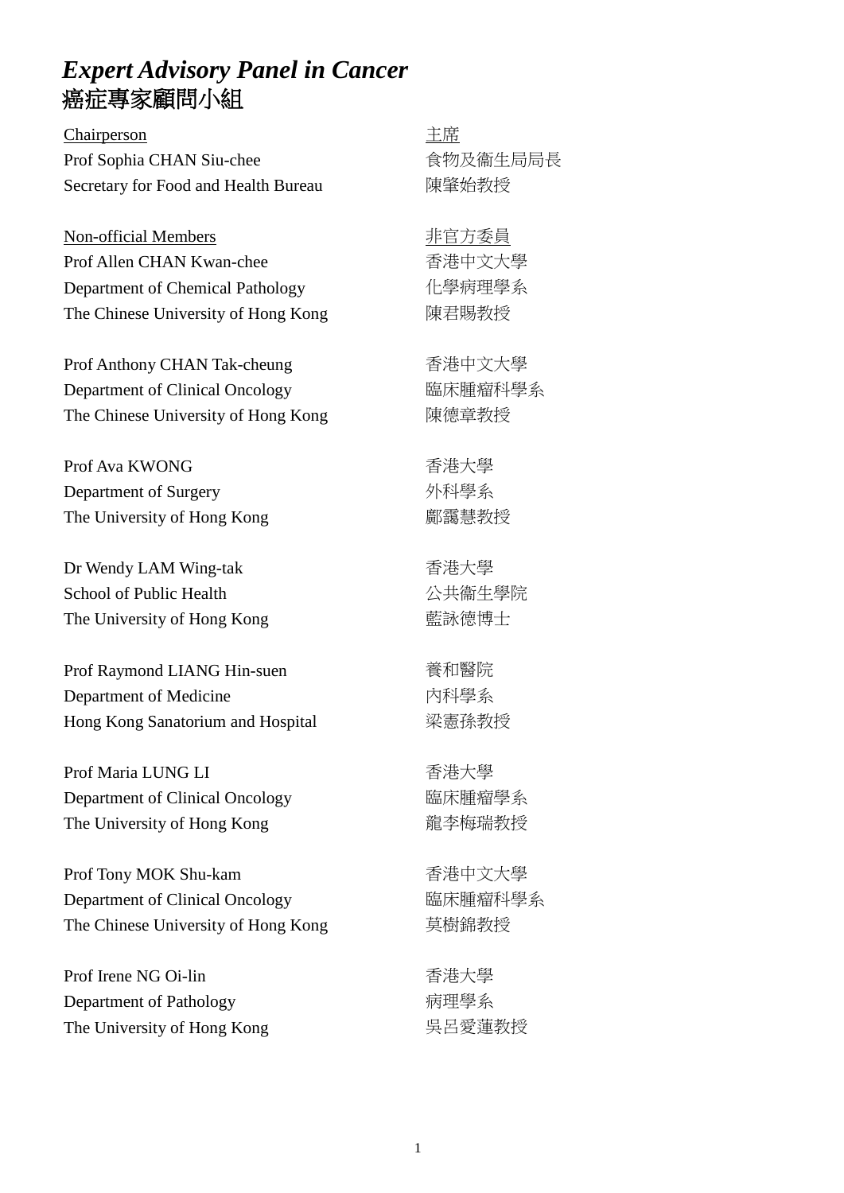# *Expert Advisory Panel in Cancer*
# 癌症專家顧問小組

| | |
|---|---|
| <u>Chairperson</u> | <u>主席</u> |
| Prof Sophia CHAN Siu-chee<br>Secretary for Food and Health Bureau | 食物及衞生局局長<br>陳肇始教授 |
| <u>Non-official Members</u> | <u>非官方委員</u> |
| Prof Allen CHAN Kwan-chee<br>Department of Chemical Pathology<br>The Chinese University of Hong Kong | 香港中文大學<br>化學病理學系<br>陳君賜教授 |
| Prof Anthony CHAN Tak-cheung<br>Department of Clinical Oncology<br>The Chinese University of Hong Kong | 香港中文大學<br>臨床腫瘤科學系<br>陳德章教授 |
| Prof Ava KWONG<br>Department of Surgery<br>The University of Hong Kong | 香港大學<br>外科學系<br>鄺靄慧教授 |
| Dr Wendy LAM Wing-tak<br>School of Public Health<br>The University of Hong Kong | 香港大學<br>公共衞生學院<br>藍詠德博士 |
| Prof Raymond LIANG Hin-suen<br>Department of Medicine<br>Hong Kong Sanatorium and Hospital | 養和醫院<br>內科學系<br>梁憲孫教授 |
| Prof Maria LUNG LI<br>Department of Clinical Oncology<br>The University of Hong Kong | 香港大學<br>臨床腫瘤學系<br>龍李梅瑞教授 |
| Prof Tony MOK Shu-kam<br>Department of Clinical Oncology<br>The Chinese University of Hong Kong | 香港中文大學<br>臨床腫瘤科學系<br>莫樹錦教授 |
| Prof Irene NG Oi-lin<br>Department of Pathology<br>The University of Hong Kong | 香港大學<br>病理學系<br>吳呂愛蓮教授 |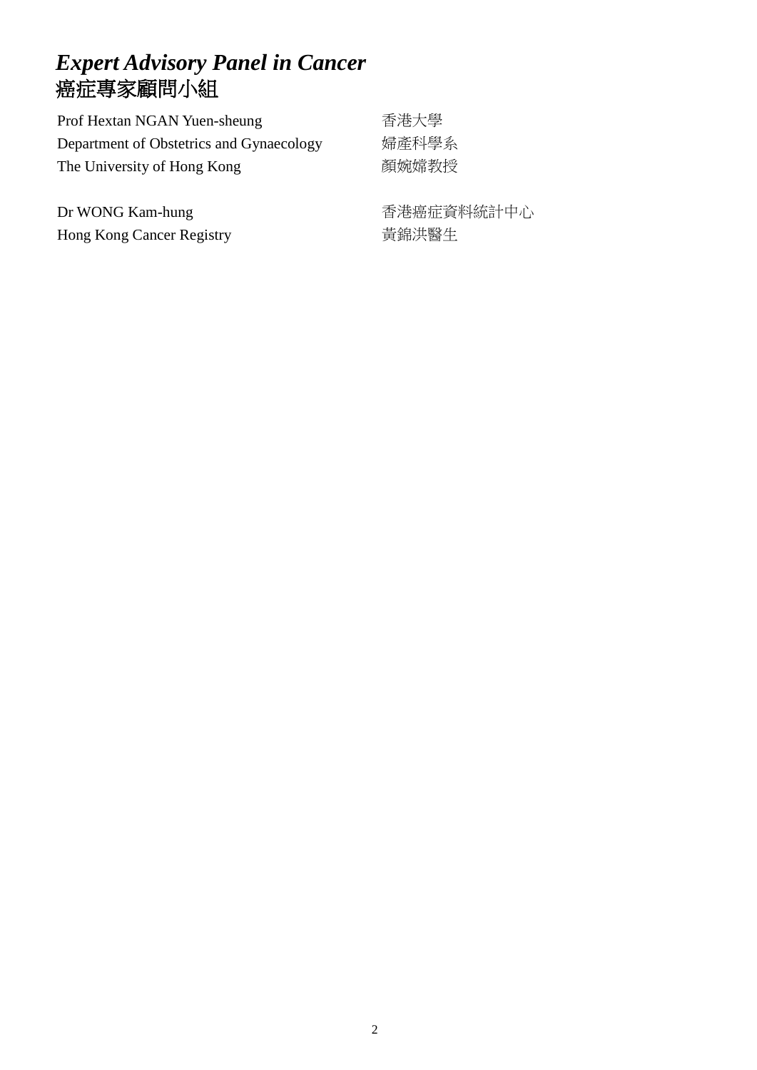## *Expert Advisory Panel in Cancer*
## 癌症專家顧問小組

| | |
|---|---|
| Prof Hextan NGAN Yuen-sheung<br>Department of Obstetrics and Gynaecology<br>The University of Hong Kong | 香港大學<br>婦產科學系<br>顏婉嫦教授 |
| Dr WONG Kam-hung<br>Hong Kong Cancer Registry | 香港癌症資料統計中心<br>黃錦洪醫生 |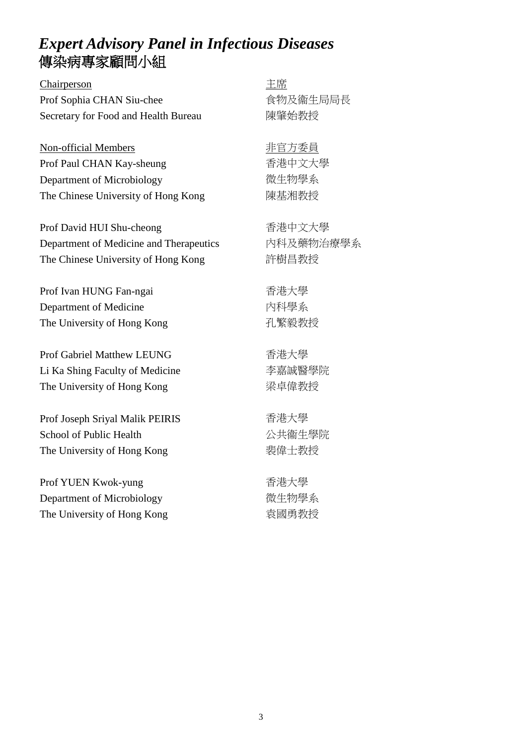# *Expert Advisory Panel in Infectious Diseases*
# 傳染病專家顧問小組

| | |
|---|---|
| <u>Chairperson</u> | <u>主席</u> |
| Prof Sophia CHAN Siu-chee<br>Secretary for Food and Health Bureau | 食物及衞生局局長<br>陳肇始教授 |
| <u>Non-official Members</u> | <u>非官方委員</u> |
| Prof Paul CHAN Kay-sheung<br>Department of Microbiology<br>The Chinese University of Hong Kong | 香港中文大學<br>微生物學系<br>陳基湘教授 |
| Prof David HUI Shu-cheong<br>Department of Medicine and Therapeutics<br>The Chinese University of Hong Kong | 香港中文大學<br>內科及藥物治療學系<br>許樹昌教授 |
| Prof Ivan HUNG Fan-ngai<br>Department of Medicine<br>The University of Hong Kong | 香港大學<br>內科學系<br>孔繁毅教授 |
| Prof Gabriel Matthew LEUNG<br>Li Ka Shing Faculty of Medicine<br>The University of Hong Kong | 香港大學<br>李嘉誠醫學院<br>梁卓偉教授 |
| Prof Joseph Sriyal Malik PEIRIS<br>School of Public Health<br>The University of Hong Kong | 香港大學<br>公共衞生學院<br>裴偉士教授 |
| Prof YUEN Kwok-yung<br>Department of Microbiology<br>The University of Hong Kong | 香港大學<br>微生物學系<br>袁國勇教授 |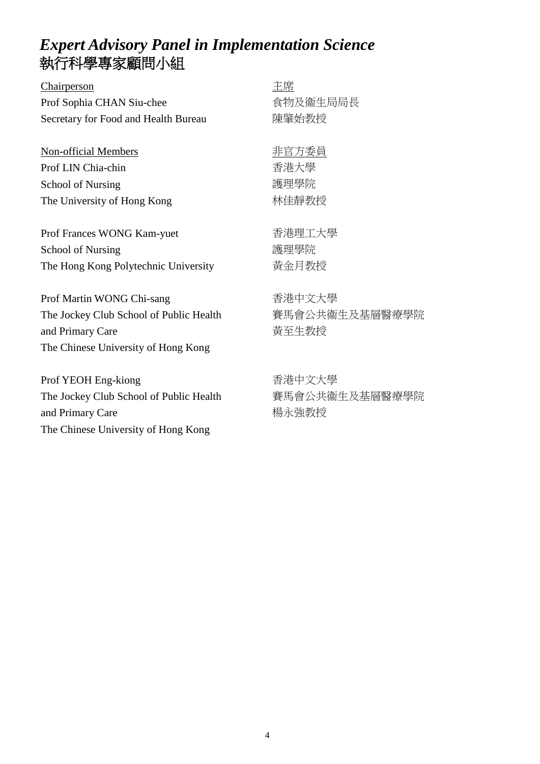# *Expert Advisory Panel in Implementation Science*
# 執行科學專家顧問小組

| | |
|---|---|
| <u>Chairperson</u> | <u>主席</u> |
| Prof Sophia CHAN Siu-chee<br>Secretary for Food and Health Bureau | 食物及衞生局局長<br>陳肇始教授 |
| <u>Non-official Members</u> | <u>非官方委員</u> |
| Prof LIN Chia-chin<br>School of Nursing<br>The University of Hong Kong | 香港大學<br>護理學院<br>林佳靜教授 |
| Prof Frances WONG Kam-yuet<br>School of Nursing<br>The Hong Kong Polytechnic University | 香港理工大學<br>護理學院<br>黃金月教授 |
| Prof Martin WONG Chi-sang<br>The Jockey Club School of Public Health and Primary Care<br>The Chinese University of Hong Kong | 香港中文大學<br>賽馬會公共衞生及基層醫療學院<br>黃至生教授 |
| Prof YEOH Eng-kiong<br>The Jockey Club School of Public Health and Primary Care<br>The Chinese University of Hong Kong | 香港中文大學<br>賽馬會公共衞生及基層醫療學院<br>楊永強教授 |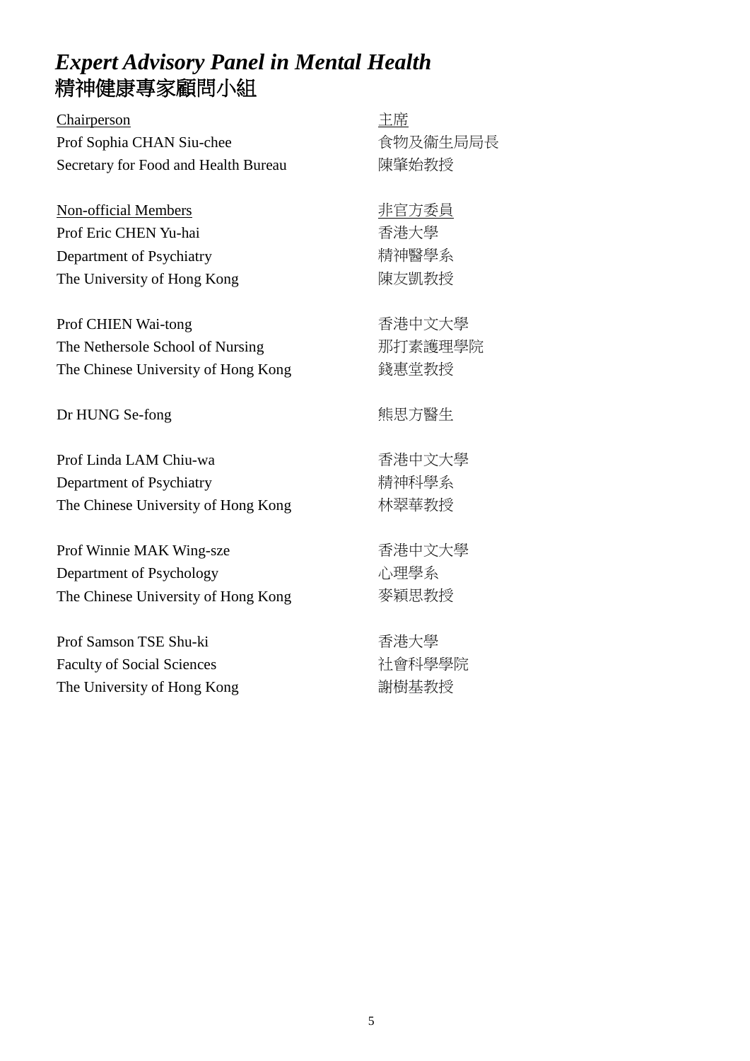# *Expert Advisory Panel in Mental Health*
# 精神健康專家顧問小組

| | |
|---|---|
| Chairperson | 主席 |
| Prof Sophia CHAN Siu-chee | 食物及衞生局局長 |
| Secretary for Food and Health Bureau | 陳肇始教授 |
| | |
| Non-official Members | 非官方委員 |
| Prof Eric CHEN Yu-hai | 香港大學 |
| Department of Psychiatry | 精神醫學系 |
| The University of Hong Kong | 陳友凱教授 |
| | |
| Prof CHIEN Wai-tong | 香港中文大學 |
| The Nethersole School of Nursing | 那打素護理學院 |
| The Chinese University of Hong Kong | 錢惠堂教授 |
| | |
| Dr HUNG Se-fong | 熊思方醫生 |
| | |
| Prof Linda LAM Chiu-wa | 香港中文大學 |
| Department of Psychiatry | 精神科學系 |
| The Chinese University of Hong Kong | 林翠華教授 |
| | |
| Prof Winnie MAK Wing-sze | 香港中文大學 |
| Department of Psychology | 心理學系 |
| The Chinese University of Hong Kong | 麥穎思教授 |
| | |
| Prof Samson TSE Shu-ki | 香港大學 |
| Faculty of Social Sciences | 社會科學學院 |
| The University of Hong Kong | 謝樹基教授 |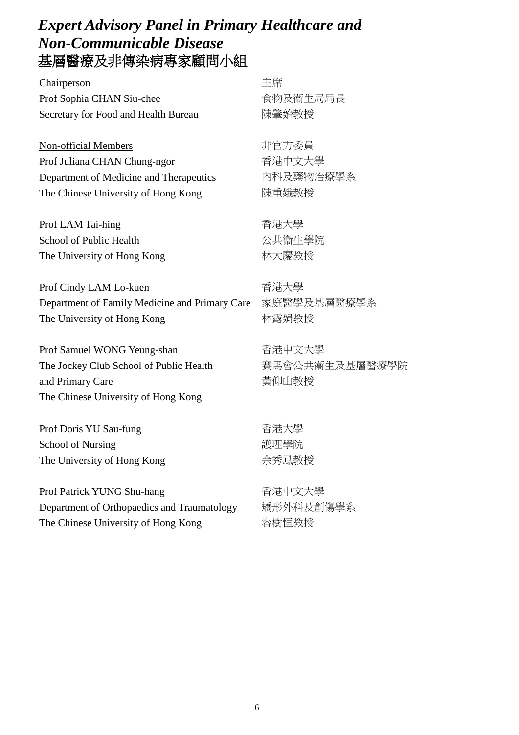# *Expert Advisory Panel in Primary Healthcare and Non-Communicable Disease*
# 基層醫療及非傳染病專家顧問小組

| | |
|---|---|
| Chairperson | 主席 |
| Prof Sophia CHAN Siu-chee<br>Secretary for Food and Health Bureau | 食物及衞生局局長<br>陳肇始教授 |
| Non-official Members | 非官方委員 |
| Prof Juliana CHAN Chung-ngor<br>Department of Medicine and Therapeutics<br>The Chinese University of Hong Kong | 香港中文大學<br>內科及藥物治療學系<br>陳重娥教授 |
| Prof LAM Tai-hing<br>School of Public Health<br>The University of Hong Kong | 香港大學<br>公共衞生學院<br>林大慶教授 |
| Prof Cindy LAM Lo-kuen<br>Department of Family Medicine and Primary Care<br>The University of Hong Kong | 香港大學<br>家庭醫學及基層醫療學系<br>林露娟教授 |
| Prof Samuel WONG Yeung-shan<br>The Jockey Club School of Public Health and Primary Care<br>The Chinese University of Hong Kong | 香港中文大學<br>賽馬會公共衞生及基層醫療學院<br>黃仰山教授 |
| Prof Doris YU Sau-fung<br>School of Nursing<br>The University of Hong Kong | 香港大學<br>護理學院<br>余秀鳳教授 |
| Prof Patrick YUNG Shu-hang<br>Department of Orthopaedics and Traumatology<br>The Chinese University of Hong Kong | 香港中文大學<br>矯形外科及創傷學系<br>容樹恒教授 |